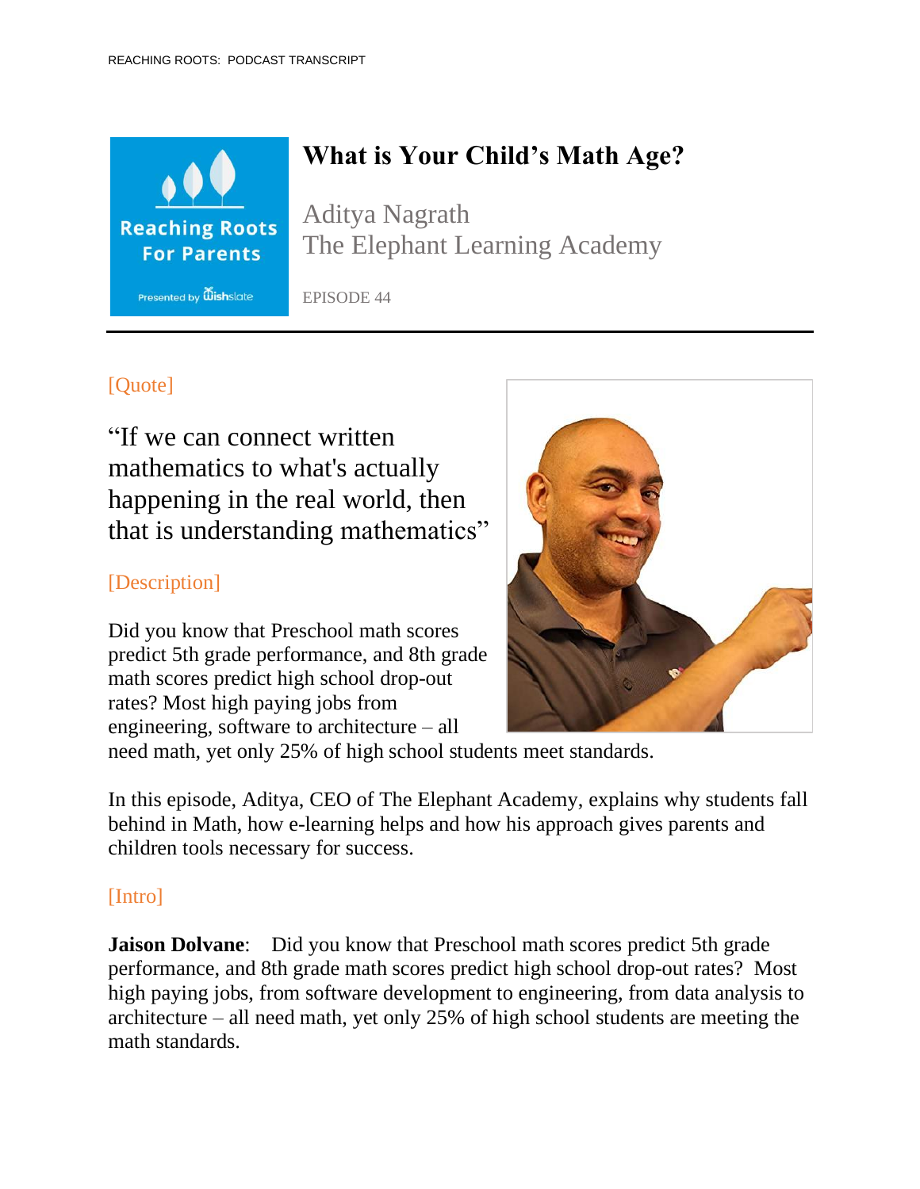# What is Your Child's Math Age?

Aditya Nagrath
The Elephant Learning Academy

EPISODE 44

[Quote]

"If we can connect written mathematics to what's actually happening in the real world, then that is understanding mathematics"

[Description]

Did you know that Preschool math scores predict 5th grade performance, and 8th grade math scores predict high school drop-out rates? Most high paying jobs from engineering, software to architecture – all need math, yet only 25% of high school students meet standards.

In this episode, Aditya, CEO of The Elephant Academy, explains why students fall behind in Math, how e-learning helps and how his approach gives parents and children tools necessary for success.

[Intro]

**Jaison Dolvane**: Did you know that Preschool math scores predict 5th grade performance, and 8th grade math scores predict high school drop-out rates? Most high paying jobs, from software development to engineering, from data analysis to architecture – all need math, yet only 25% of high school students are meeting the math standards.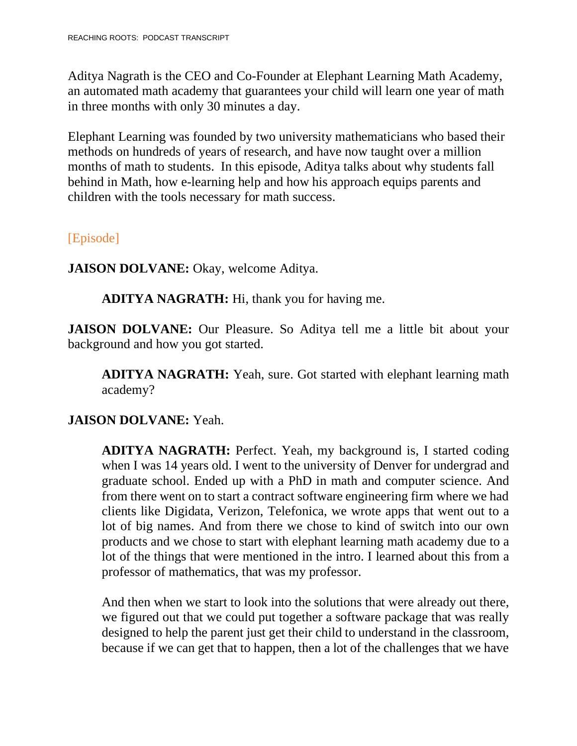Aditya Nagrath is the CEO and Co-Founder at Elephant Learning Math Academy, an automated math academy that guarantees your child will learn one year of math in three months with only 30 minutes a day.

Elephant Learning was founded by two university mathematicians who based their methods on hundreds of years of research, and have now taught over a million months of math to students. In this episode, Aditya talks about why students fall behind in Math, how e-learning help and how his approach equips parents and children with the tools necessary for math success.

[Episode]

**JAISON DOLVANE:** Okay, welcome Aditya.

**ADITYA NAGRATH:** Hi, thank you for having me.

**JAISON DOLVANE:** Our Pleasure. So Aditya tell me a little bit about your background and how you got started.

**ADITYA NAGRATH:** Yeah, sure. Got started with elephant learning math academy?

**JAISON DOLVANE:** Yeah.

**ADITYA NAGRATH:** Perfect. Yeah, my background is, I started coding when I was 14 years old. I went to the university of Denver for undergrad and graduate school. Ended up with a PhD in math and computer science. And from there went on to start a contract software engineering firm where we had clients like Digidata, Verizon, Telefonica, we wrote apps that went out to a lot of big names. And from there we chose to kind of switch into our own products and we chose to start with elephant learning math academy due to a lot of the things that were mentioned in the intro. I learned about this from a professor of mathematics, that was my professor.

And then when we start to look into the solutions that were already out there, we figured out that we could put together a software package that was really designed to help the parent just get their child to understand in the classroom, because if we can get that to happen, then a lot of the challenges that we have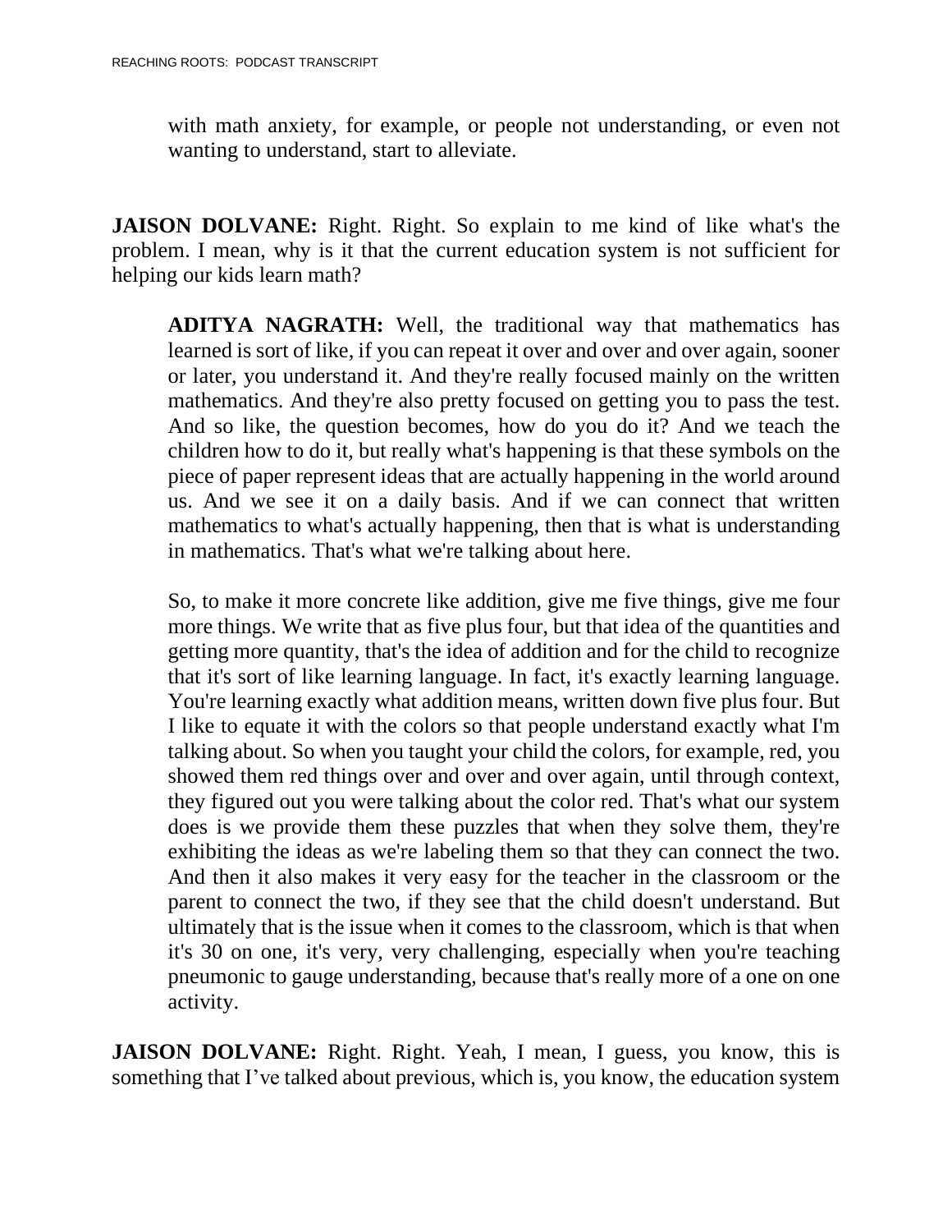with math anxiety, for example, or people not understanding, or even not wanting to understand, start to alleviate.

**JAISON DOLVANE:** Right. Right. So explain to me kind of like what's the problem. I mean, why is it that the current education system is not sufficient for helping our kids learn math?

**ADITYA NAGRATH:** Well, the traditional way that mathematics has learned is sort of like, if you can repeat it over and over and over again, sooner or later, you understand it. And they're really focused mainly on the written mathematics. And they're also pretty focused on getting you to pass the test. And so like, the question becomes, how do you do it? And we teach the children how to do it, but really what's happening is that these symbols on the piece of paper represent ideas that are actually happening in the world around us. And we see it on a daily basis. And if we can connect that written mathematics to what's actually happening, then that is what is understanding in mathematics. That's what we're talking about here.

So, to make it more concrete like addition, give me five things, give me four more things. We write that as five plus four, but that idea of the quantities and getting more quantity, that's the idea of addition and for the child to recognize that it's sort of like learning language. In fact, it's exactly learning language. You're learning exactly what addition means, written down five plus four. But I like to equate it with the colors so that people understand exactly what I'm talking about. So when you taught your child the colors, for example, red, you showed them red things over and over and over again, until through context, they figured out you were talking about the color red. That's what our system does is we provide them these puzzles that when they solve them, they're exhibiting the ideas as we're labeling them so that they can connect the two. And then it also makes it very easy for the teacher in the classroom or the parent to connect the two, if they see that the child doesn't understand. But ultimately that is the issue when it comes to the classroom, which is that when it's 30 on one, it's very, very challenging, especially when you're teaching pneumonic to gauge understanding, because that's really more of a one on one activity.

**JAISON DOLVANE:** Right. Right. Yeah, I mean, I guess, you know, this is something that I've talked about previous, which is, you know, the education system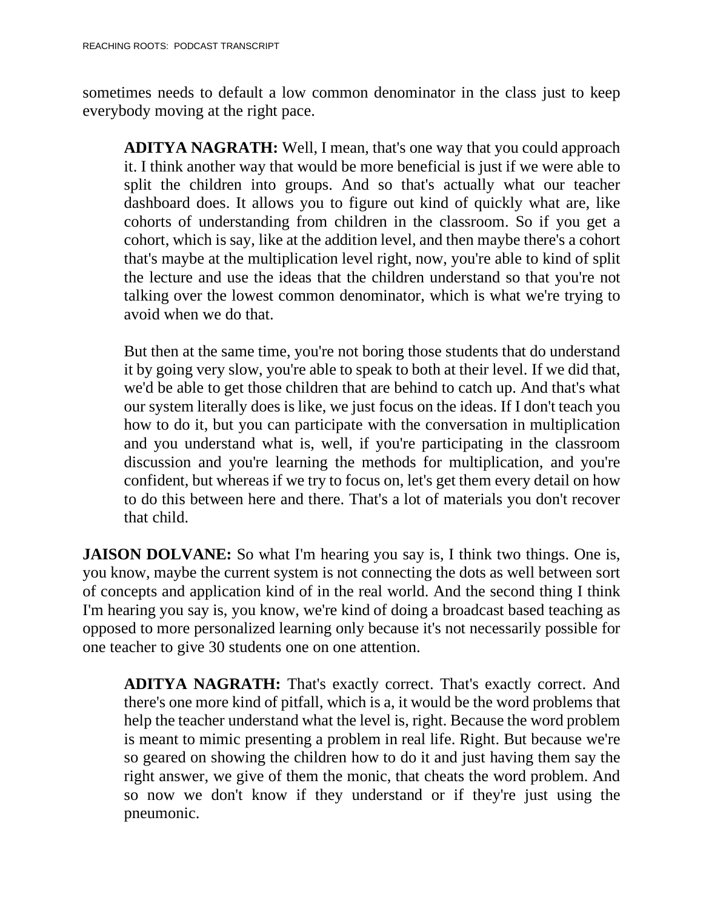sometimes needs to default a low common denominator in the class just to keep everybody moving at the right pace.

> **ADITYA NAGRATH:** Well, I mean, that's one way that you could approach it. I think another way that would be more beneficial is just if we were able to split the children into groups. And so that's actually what our teacher dashboard does. It allows you to figure out kind of quickly what are, like cohorts of understanding from children in the classroom. So if you get a cohort, which is say, like at the addition level, and then maybe there's a cohort that's maybe at the multiplication level right, now, you're able to kind of split the lecture and use the ideas that the children understand so that you're not talking over the lowest common denominator, which is what we're trying to avoid when we do that.
>
> But then at the same time, you're not boring those students that do understand it by going very slow, you're able to speak to both at their level. If we did that, we'd be able to get those children that are behind to catch up. And that's what our system literally does is like, we just focus on the ideas. If I don't teach you how to do it, but you can participate with the conversation in multiplication and you understand what is, well, if you're participating in the classroom discussion and you're learning the methods for multiplication, and you're confident, but whereas if we try to focus on, let's get them every detail on how to do this between here and there. That's a lot of materials you don't recover that child.

**JAISON DOLVANE:** So what I'm hearing you say is, I think two things. One is, you know, maybe the current system is not connecting the dots as well between sort of concepts and application kind of in the real world. And the second thing I think I'm hearing you say is, you know, we're kind of doing a broadcast based teaching as opposed to more personalized learning only because it's not necessarily possible for one teacher to give 30 students one on one attention.

> **ADITYA NAGRATH:** That's exactly correct. That's exactly correct. And there's one more kind of pitfall, which is a, it would be the word problems that help the teacher understand what the level is, right. Because the word problem is meant to mimic presenting a problem in real life. Right. But because we're so geared on showing the children how to do it and just having them say the right answer, we give of them the monic, that cheats the word problem. And so now we don't know if they understand or if they're just using the pneumonic.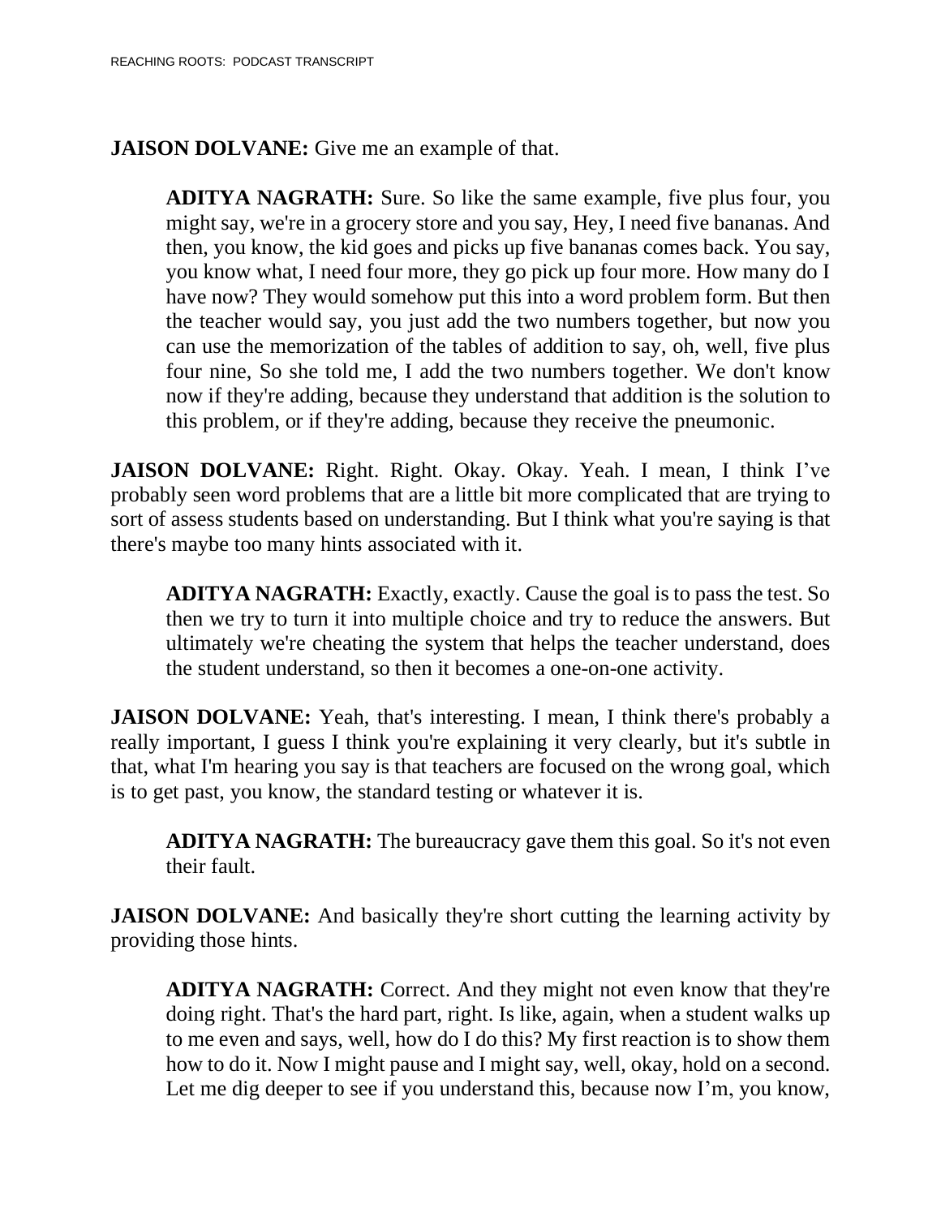**JAISON DOLVANE:** Give me an example of that.

**ADITYA NAGRATH:** Sure. So like the same example, five plus four, you might say, we're in a grocery store and you say, Hey, I need five bananas. And then, you know, the kid goes and picks up five bananas comes back. You say, you know what, I need four more, they go pick up four more. How many do I have now? They would somehow put this into a word problem form. But then the teacher would say, you just add the two numbers together, but now you can use the memorization of the tables of addition to say, oh, well, five plus four nine, So she told me, I add the two numbers together. We don't know now if they're adding, because they understand that addition is the solution to this problem, or if they're adding, because they receive the pneumonic.

**JAISON DOLVANE:** Right. Right. Okay. Okay. Yeah. I mean, I think I've probably seen word problems that are a little bit more complicated that are trying to sort of assess students based on understanding. But I think what you're saying is that there's maybe too many hints associated with it.

**ADITYA NAGRATH:** Exactly, exactly. Cause the goal is to pass the test. So then we try to turn it into multiple choice and try to reduce the answers. But ultimately we're cheating the system that helps the teacher understand, does the student understand, so then it becomes a one-on-one activity.

**JAISON DOLVANE:** Yeah, that's interesting. I mean, I think there's probably a really important, I guess I think you're explaining it very clearly, but it's subtle in that, what I'm hearing you say is that teachers are focused on the wrong goal, which is to get past, you know, the standard testing or whatever it is.

**ADITYA NAGRATH:** The bureaucracy gave them this goal. So it's not even their fault.

**JAISON DOLVANE:** And basically they're short cutting the learning activity by providing those hints.

**ADITYA NAGRATH:** Correct. And they might not even know that they're doing right. That's the hard part, right. Is like, again, when a student walks up to me even and says, well, how do I do this? My first reaction is to show them how to do it. Now I might pause and I might say, well, okay, hold on a second. Let me dig deeper to see if you understand this, because now I'm, you know,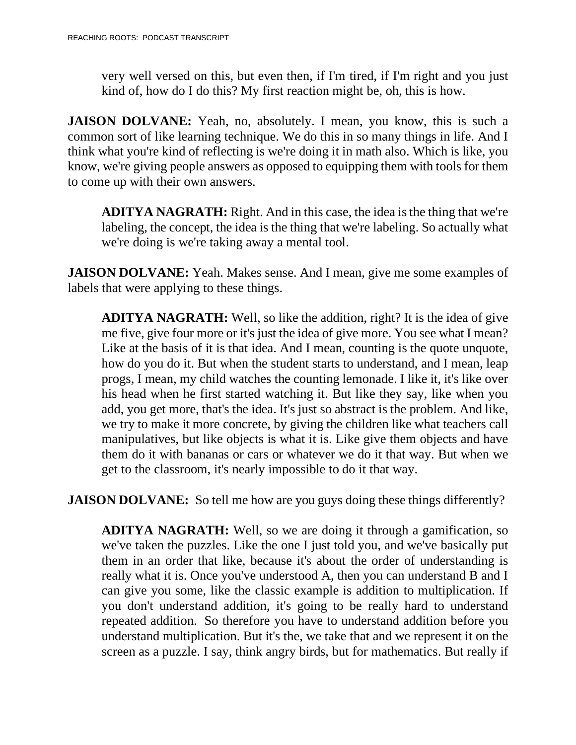very well versed on this, but even then, if I'm tired, if I'm right and you just kind of, how do I do this? My first reaction might be, oh, this is how.

**JAISON DOLVANE:** Yeah, no, absolutely. I mean, you know, this is such a common sort of like learning technique. We do this in so many things in life. And I think what you're kind of reflecting is we're doing it in math also. Which is like, you know, we're giving people answers as opposed to equipping them with tools for them to come up with their own answers.

**ADITYA NAGRATH:** Right. And in this case, the idea is the thing that we're labeling, the concept, the idea is the thing that we're labeling. So actually what we're doing is we're taking away a mental tool.

**JAISON DOLVANE:** Yeah. Makes sense. And I mean, give me some examples of labels that were applying to these things.

**ADITYA NAGRATH:** Well, so like the addition, right? It is the idea of give me five, give four more or it's just the idea of give more. You see what I mean? Like at the basis of it is that idea. And I mean, counting is the quote unquote, how do you do it. But when the student starts to understand, and I mean, leap progs, I mean, my child watches the counting lemonade. I like it, it's like over his head when he first started watching it. But like they say, like when you add, you get more, that's the idea. It's just so abstract is the problem. And like, we try to make it more concrete, by giving the children like what teachers call manipulatives, but like objects is what it is. Like give them objects and have them do it with bananas or cars or whatever we do it that way. But when we get to the classroom, it's nearly impossible to do it that way.

**JAISON DOLVANE:** So tell me how are you guys doing these things differently?

**ADITYA NAGRATH:** Well, so we are doing it through a gamification, so we've taken the puzzles. Like the one I just told you, and we've basically put them in an order that like, because it's about the order of understanding is really what it is. Once you've understood A, then you can understand B and I can give you some, like the classic example is addition to multiplication. If you don't understand addition, it's going to be really hard to understand repeated addition. So therefore you have to understand addition before you understand multiplication. But it's the, we take that and we represent it on the screen as a puzzle. I say, think angry birds, but for mathematics. But really if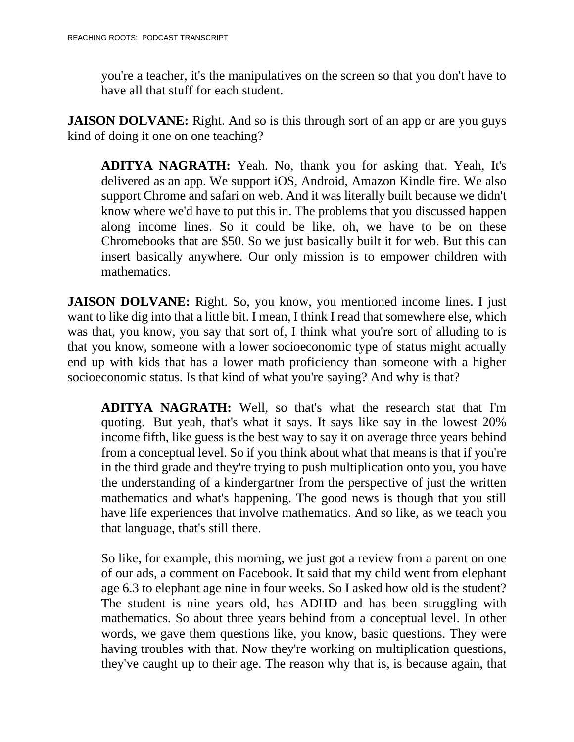you're a teacher, it's the manipulatives on the screen so that you don't have to have all that stuff for each student.

**JAISON DOLVANE:** Right. And so is this through sort of an app or are you guys kind of doing it one on one teaching?

**ADITYA NAGRATH:** Yeah. No, thank you for asking that. Yeah, It's delivered as an app. We support iOS, Android, Amazon Kindle fire. We also support Chrome and safari on web. And it was literally built because we didn't know where we'd have to put this in. The problems that you discussed happen along income lines. So it could be like, oh, we have to be on these Chromebooks that are $50. So we just basically built it for web. But this can insert basically anywhere. Our only mission is to empower children with mathematics.

**JAISON DOLVANE:** Right. So, you know, you mentioned income lines. I just want to like dig into that a little bit. I mean, I think I read that somewhere else, which was that, you know, you say that sort of, I think what you're sort of alluding to is that you know, someone with a lower socioeconomic type of status might actually end up with kids that has a lower math proficiency than someone with a higher socioeconomic status. Is that kind of what you're saying? And why is that?

**ADITYA NAGRATH:** Well, so that's what the research stat that I'm quoting. But yeah, that's what it says. It says like say in the lowest 20% income fifth, like guess is the best way to say it on average three years behind from a conceptual level. So if you think about what that means is that if you're in the third grade and they're trying to push multiplication onto you, you have the understanding of a kindergartner from the perspective of just the written mathematics and what's happening. The good news is though that you still have life experiences that involve mathematics. And so like, as we teach you that language, that's still there.

So like, for example, this morning, we just got a review from a parent on one of our ads, a comment on Facebook. It said that my child went from elephant age 6.3 to elephant age nine in four weeks. So I asked how old is the student? The student is nine years old, has ADHD and has been struggling with mathematics. So about three years behind from a conceptual level. In other words, we gave them questions like, you know, basic questions. They were having troubles with that. Now they're working on multiplication questions, they've caught up to their age. The reason why that is, is because again, that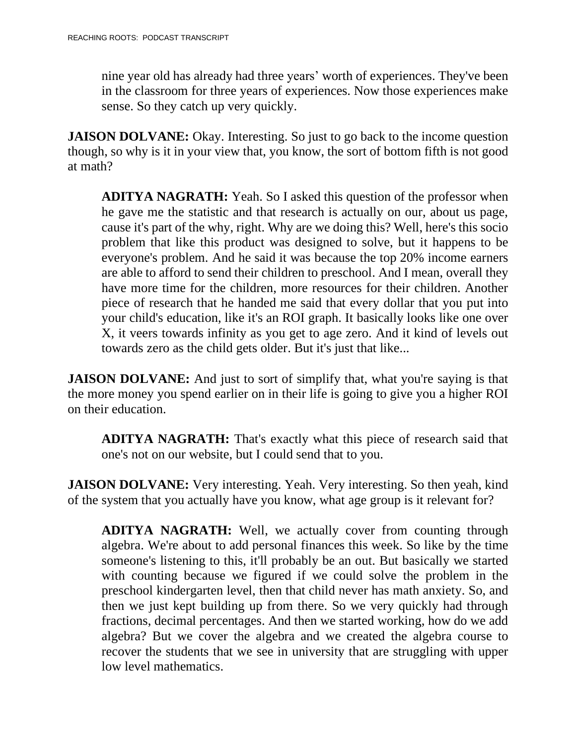nine year old has already had three years' worth of experiences. They've been in the classroom for three years of experiences. Now those experiences make sense. So they catch up very quickly.

**JAISON DOLVANE:** Okay. Interesting. So just to go back to the income question though, so why is it in your view that, you know, the sort of bottom fifth is not good at math?

**ADITYA NAGRATH:** Yeah. So I asked this question of the professor when he gave me the statistic and that research is actually on our, about us page, cause it's part of the why, right. Why are we doing this? Well, here's this socio problem that like this product was designed to solve, but it happens to be everyone's problem. And he said it was because the top 20% income earners are able to afford to send their children to preschool. And I mean, overall they have more time for the children, more resources for their children. Another piece of research that he handed me said that every dollar that you put into your child's education, like it's an ROI graph. It basically looks like one over X, it veers towards infinity as you get to age zero. And it kind of levels out towards zero as the child gets older. But it's just that like...

**JAISON DOLVANE:** And just to sort of simplify that, what you're saying is that the more money you spend earlier on in their life is going to give you a higher ROI on their education.

**ADITYA NAGRATH:** That's exactly what this piece of research said that one's not on our website, but I could send that to you.

**JAISON DOLVANE:** Very interesting. Yeah. Very interesting. So then yeah, kind of the system that you actually have you know, what age group is it relevant for?

**ADITYA NAGRATH:** Well, we actually cover from counting through algebra. We're about to add personal finances this week. So like by the time someone's listening to this, it'll probably be an out. But basically we started with counting because we figured if we could solve the problem in the preschool kindergarten level, then that child never has math anxiety. So, and then we just kept building up from there. So we very quickly had through fractions, decimal percentages. And then we started working, how do we add algebra? But we cover the algebra and we created the algebra course to recover the students that we see in university that are struggling with upper low level mathematics.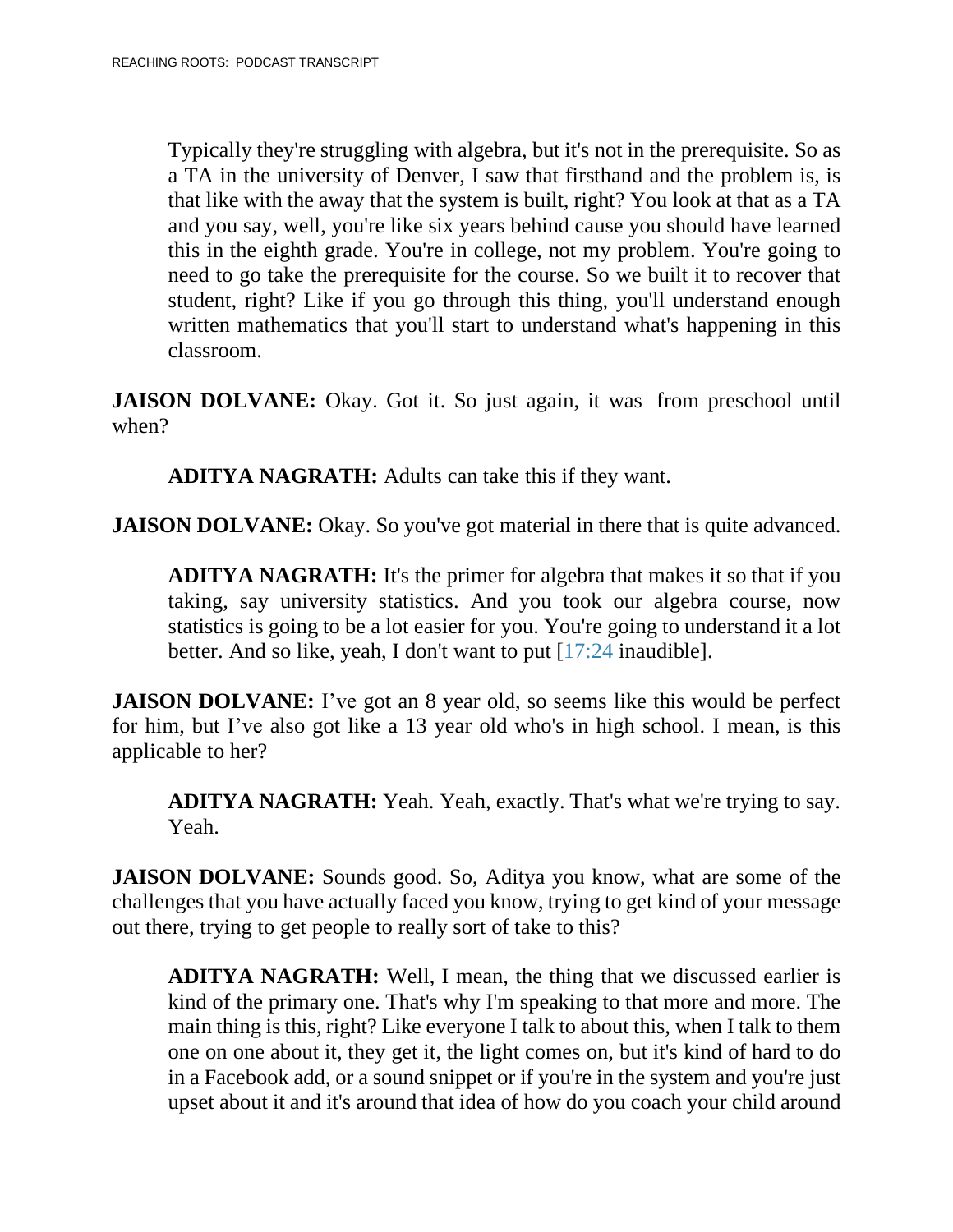Typically they're struggling with algebra, but it's not in the prerequisite. So as a TA in the university of Denver, I saw that firsthand and the problem is, is that like with the away that the system is built, right? You look at that as a TA and you say, well, you're like six years behind cause you should have learned this in the eighth grade. You're in college, not my problem. You're going to need to go take the prerequisite for the course. So we built it to recover that student, right? Like if you go through this thing, you'll understand enough written mathematics that you'll start to understand what's happening in this classroom.

**JAISON DOLVANE:** Okay. Got it. So just again, it was from preschool until when?

**ADITYA NAGRATH:** Adults can take this if they want.

**JAISON DOLVANE:** Okay. So you've got material in there that is quite advanced.

**ADITYA NAGRATH:** It's the primer for algebra that makes it so that if you taking, say university statistics. And you took our algebra course, now statistics is going to be a lot easier for you. You're going to understand it a lot better. And so like, yeah, I don't want to put [17:24 inaudible].

**JAISON DOLVANE:** I've got an 8 year old, so seems like this would be perfect for him, but I've also got like a 13 year old who's in high school. I mean, is this applicable to her?

**ADITYA NAGRATH:** Yeah. Yeah, exactly. That's what we're trying to say. Yeah.

**JAISON DOLVANE:** Sounds good. So, Aditya you know, what are some of the challenges that you have actually faced you know, trying to get kind of your message out there, trying to get people to really sort of take to this?

**ADITYA NAGRATH:** Well, I mean, the thing that we discussed earlier is kind of the primary one. That's why I'm speaking to that more and more. The main thing is this, right? Like everyone I talk to about this, when I talk to them one on one about it, they get it, the light comes on, but it's kind of hard to do in a Facebook add, or a sound snippet or if you're in the system and you're just upset about it and it's around that idea of how do you coach your child around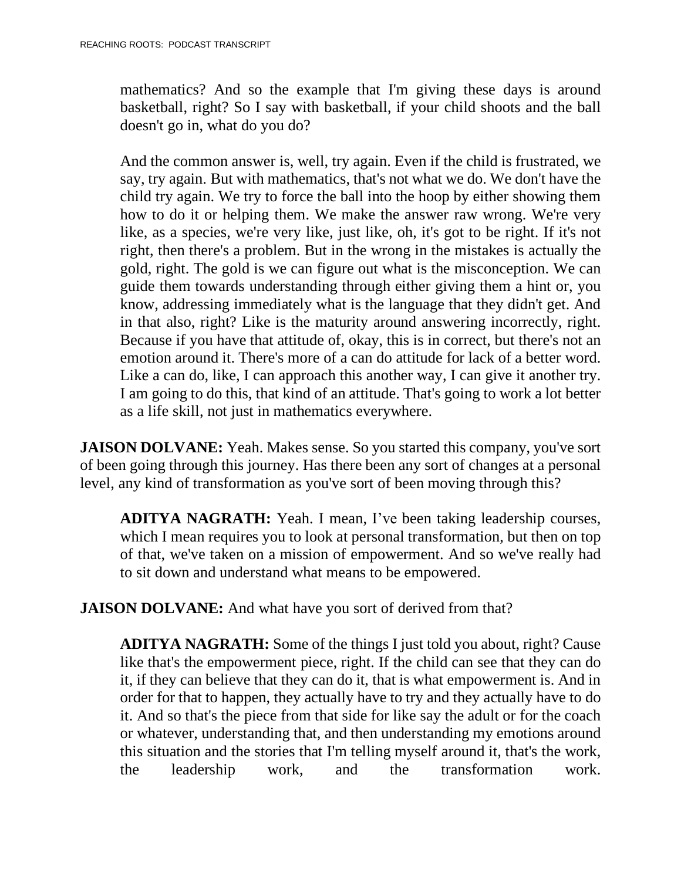mathematics? And so the example that I'm giving these days is around basketball, right? So I say with basketball, if your child shoots and the ball doesn't go in, what do you do?

And the common answer is, well, try again. Even if the child is frustrated, we say, try again. But with mathematics, that's not what we do. We don't have the child try again. We try to force the ball into the hoop by either showing them how to do it or helping them. We make the answer raw wrong. We're very like, as a species, we're very like, just like, oh, it's got to be right. If it's not right, then there's a problem. But in the wrong in the mistakes is actually the gold, right. The gold is we can figure out what is the misconception. We can guide them towards understanding through either giving them a hint or, you know, addressing immediately what is the language that they didn't get. And in that also, right? Like is the maturity around answering incorrectly, right. Because if you have that attitude of, okay, this is in correct, but there's not an emotion around it. There's more of a can do attitude for lack of a better word. Like a can do, like, I can approach this another way, I can give it another try. I am going to do this, that kind of an attitude. That's going to work a lot better as a life skill, not just in mathematics everywhere.

**JAISON DOLVANE:** Yeah. Makes sense. So you started this company, you've sort of been going through this journey. Has there been any sort of changes at a personal level, any kind of transformation as you've sort of been moving through this?

**ADITYA NAGRATH:** Yeah. I mean, I’ve been taking leadership courses, which I mean requires you to look at personal transformation, but then on top of that, we've taken on a mission of empowerment. And so we've really had to sit down and understand what means to be empowered.

**JAISON DOLVANE:** And what have you sort of derived from that?

**ADITYA NAGRATH:** Some of the things I just told you about, right? Cause like that's the empowerment piece, right. If the child can see that they can do it, if they can believe that they can do it, that is what empowerment is. And in order for that to happen, they actually have to try and they actually have to do it. And so that's the piece from that side for like say the adult or for the coach or whatever, understanding that, and then understanding my emotions around this situation and the stories that I'm telling myself around it, that's the work, the leadership work, and the transformation work.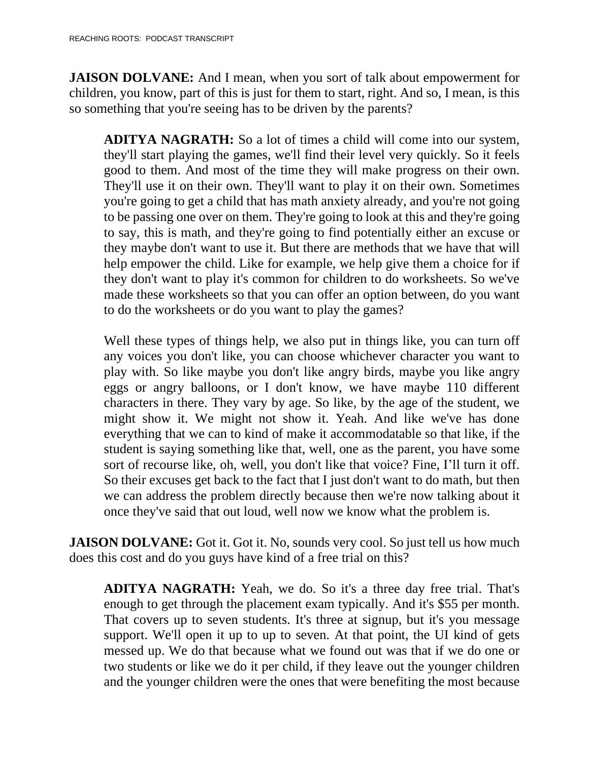**JAISON DOLVANE:** And I mean, when you sort of talk about empowerment for children, you know, part of this is just for them to start, right. And so, I mean, is this so something that you're seeing has to be driven by the parents?

**ADITYA NAGRATH:** So a lot of times a child will come into our system, they'll start playing the games, we'll find their level very quickly. So it feels good to them. And most of the time they will make progress on their own. They'll use it on their own. They'll want to play it on their own. Sometimes you're going to get a child that has math anxiety already, and you're not going to be passing one over on them. They're going to look at this and they're going to say, this is math, and they're going to find potentially either an excuse or they maybe don't want to use it. But there are methods that we have that will help empower the child. Like for example, we help give them a choice for if they don't want to play it's common for children to do worksheets. So we've made these worksheets so that you can offer an option between, do you want to do the worksheets or do you want to play the games?

Well these types of things help, we also put in things like, you can turn off any voices you don't like, you can choose whichever character you want to play with. So like maybe you don't like angry birds, maybe you like angry eggs or angry balloons, or I don't know, we have maybe 110 different characters in there. They vary by age. So like, by the age of the student, we might show it. We might not show it. Yeah. And like we've has done everything that we can to kind of make it accommodatable so that like, if the student is saying something like that, well, one as the parent, you have some sort of recourse like, oh, well, you don't like that voice? Fine, I'll turn it off. So their excuses get back to the fact that I just don't want to do math, but then we can address the problem directly because then we're now talking about it once they've said that out loud, well now we know what the problem is.

**JAISON DOLVANE:** Got it. Got it. No, sounds very cool. So just tell us how much does this cost and do you guys have kind of a free trial on this?

**ADITYA NAGRATH:** Yeah, we do. So it's a three day free trial. That's enough to get through the placement exam typically. And it's $55 per month. That covers up to seven students. It's three at signup, but it's you message support. We'll open it up to up to seven. At that point, the UI kind of gets messed up. We do that because what we found out was that if we do one or two students or like we do it per child, if they leave out the younger children and the younger children were the ones that were benefiting the most because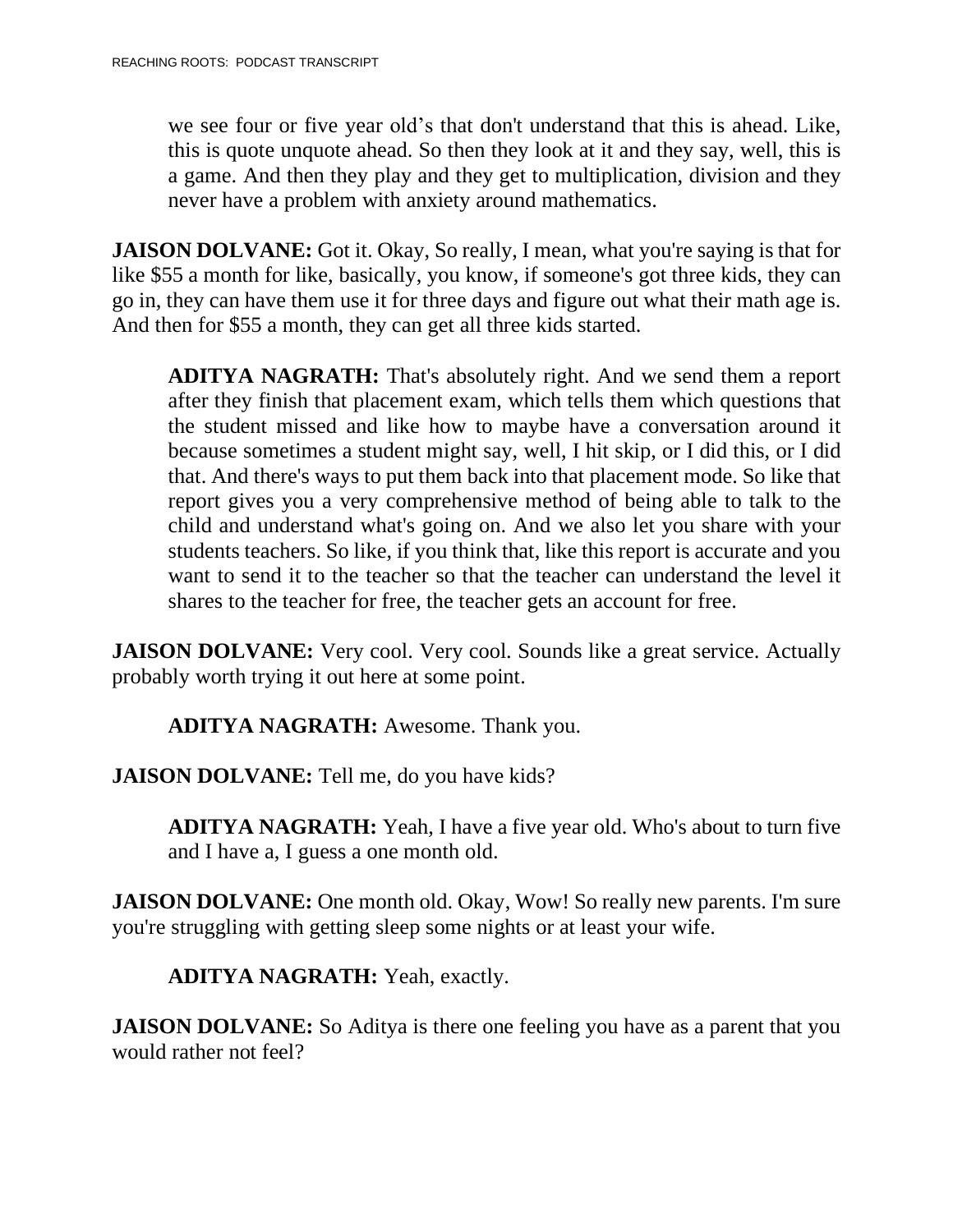we see four or five year old's that don't understand that this is ahead. Like, this is quote unquote ahead. So then they look at it and they say, well, this is a game. And then they play and they get to multiplication, division and they never have a problem with anxiety around mathematics.

**JAISON DOLVANE:** Got it. Okay, So really, I mean, what you're saying is that for like $55 a month for like, basically, you know, if someone's got three kids, they can go in, they can have them use it for three days and figure out what their math age is. And then for $55 a month, they can get all three kids started.

**ADITYA NAGRATH:** That's absolutely right. And we send them a report after they finish that placement exam, which tells them which questions that the student missed and like how to maybe have a conversation around it because sometimes a student might say, well, I hit skip, or I did this, or I did that. And there's ways to put them back into that placement mode. So like that report gives you a very comprehensive method of being able to talk to the child and understand what's going on. And we also let you share with your students teachers. So like, if you think that, like this report is accurate and you want to send it to the teacher so that the teacher can understand the level it shares to the teacher for free, the teacher gets an account for free.

**JAISON DOLVANE:** Very cool. Very cool. Sounds like a great service. Actually probably worth trying it out here at some point.

**ADITYA NAGRATH:** Awesome. Thank you.

**JAISON DOLVANE:** Tell me, do you have kids?

**ADITYA NAGRATH:** Yeah, I have a five year old. Who's about to turn five and I have a, I guess a one month old.

**JAISON DOLVANE:** One month old. Okay, Wow! So really new parents. I'm sure you're struggling with getting sleep some nights or at least your wife.

**ADITYA NAGRATH:** Yeah, exactly.

**JAISON DOLVANE:** So Aditya is there one feeling you have as a parent that you would rather not feel?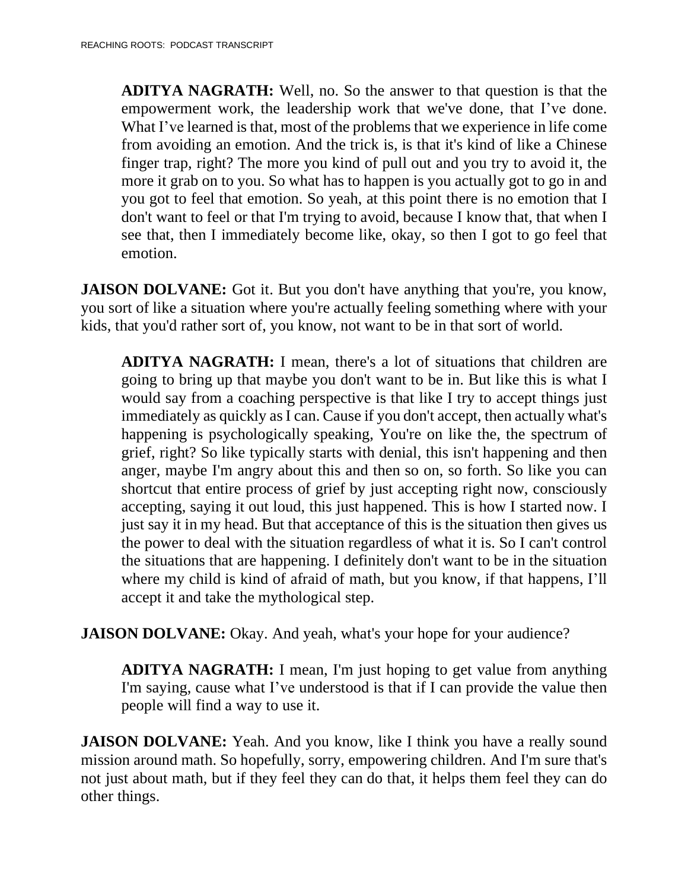**ADITYA NAGRATH:** Well, no. So the answer to that question is that the empowerment work, the leadership work that we've done, that I've done. What I've learned is that, most of the problems that we experience in life come from avoiding an emotion. And the trick is, is that it's kind of like a Chinese finger trap, right? The more you kind of pull out and you try to avoid it, the more it grab on to you. So what has to happen is you actually got to go in and you got to feel that emotion. So yeah, at this point there is no emotion that I don't want to feel or that I'm trying to avoid, because I know that, that when I see that, then I immediately become like, okay, so then I got to go feel that emotion.

**JAISON DOLVANE:** Got it. But you don't have anything that you're, you know, you sort of like a situation where you're actually feeling something where with your kids, that you'd rather sort of, you know, not want to be in that sort of world.

**ADITYA NAGRATH:** I mean, there's a lot of situations that children are going to bring up that maybe you don't want to be in. But like this is what I would say from a coaching perspective is that like I try to accept things just immediately as quickly as I can. Cause if you don't accept, then actually what's happening is psychologically speaking, You're on like the, the spectrum of grief, right? So like typically starts with denial, this isn't happening and then anger, maybe I'm angry about this and then so on, so forth. So like you can shortcut that entire process of grief by just accepting right now, consciously accepting, saying it out loud, this just happened. This is how I started now. I just say it in my head. But that acceptance of this is the situation then gives us the power to deal with the situation regardless of what it is. So I can't control the situations that are happening. I definitely don't want to be in the situation where my child is kind of afraid of math, but you know, if that happens, I'll accept it and take the mythological step.

**JAISON DOLVANE:** Okay. And yeah, what's your hope for your audience?

**ADITYA NAGRATH:** I mean, I'm just hoping to get value from anything I'm saying, cause what I've understood is that if I can provide the value then people will find a way to use it.

**JAISON DOLVANE:** Yeah. And you know, like I think you have a really sound mission around math. So hopefully, sorry, empowering children. And I'm sure that's not just about math, but if they feel they can do that, it helps them feel they can do other things.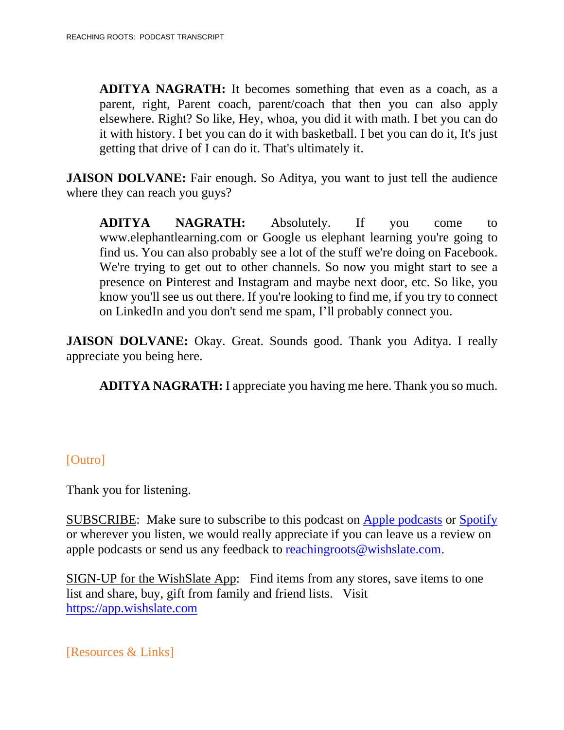**ADITYA NAGRATH:** It becomes something that even as a coach, as a parent, right, Parent coach, parent/coach that then you can also apply elsewhere. Right? So like, Hey, whoa, you did it with math. I bet you can do it with history. I bet you can do it with basketball. I bet you can do it, It's just getting that drive of I can do it. That's ultimately it.

**JAISON DOLVANE:** Fair enough. So Aditya, you want to just tell the audience where they can reach you guys?

**ADITYA NAGRATH:** Absolutely. If you come to www.elephantlearning.com or Google us elephant learning you're going to find us. You can also probably see a lot of the stuff we're doing on Facebook. We're trying to get out to other channels. So now you might start to see a presence on Pinterest and Instagram and maybe next door, etc. So like, you know you'll see us out there. If you're looking to find me, if you try to connect on LinkedIn and you don't send me spam, I'll probably connect you.

**JAISON DOLVANE:** Okay. Great. Sounds good. Thank you Aditya. I really appreciate you being here.

**ADITYA NAGRATH:** I appreciate you having me here. Thank you so much.

[Outro]

Thank you for listening.

SUBSCRIBE: Make sure to subscribe to this podcast on Apple podcasts or Spotify or wherever you listen, we would really appreciate if you can leave us a review on apple podcasts or send us any feedback to reachingroots@wishslate.com.

SIGN-UP for the WishSlate App: Find items from any stores, save items to one list and share, buy, gift from family and friend lists. Visit https://app.wishslate.com

[Resources & Links]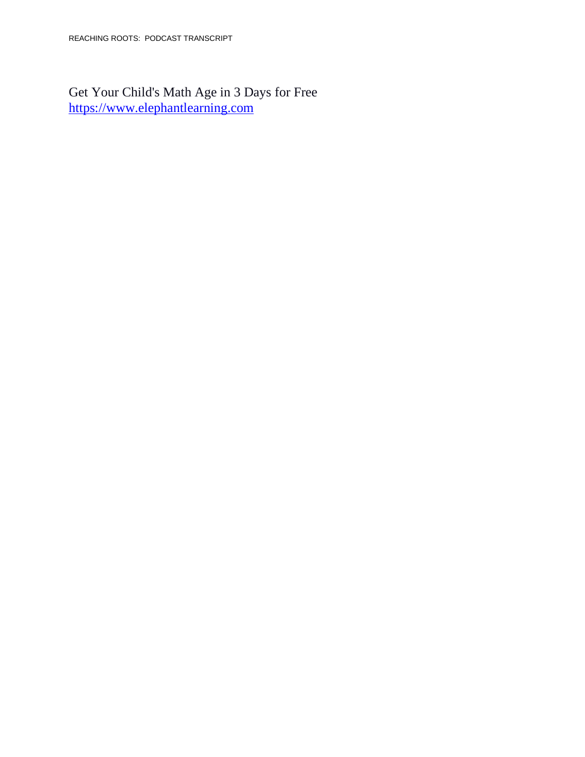Get Your Child's Math Age in 3 Days for Free
https://www.elephantlearning.com